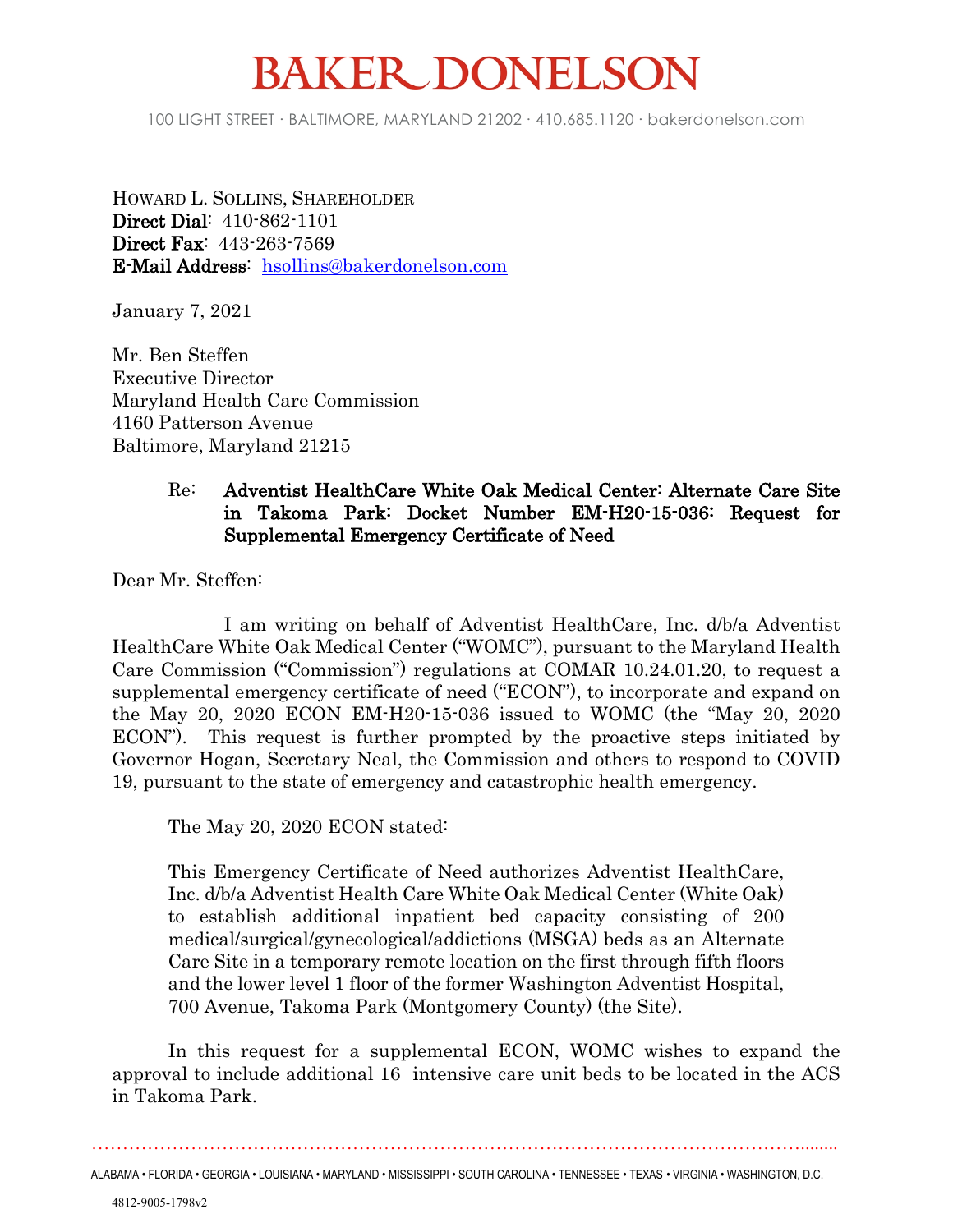# BAKER DONELSON

100 LIGHT STREET · BALTIMORE, MARYLAND 21202 · 410.685.1120 · bakerdonelson.com

HOWARD L. SOLLINS, SHAREHOLDER
**Direct Dial**: 410-862-1101
**Direct Fax**: 443-263-7569
**E-Mail Address**: hsollins@bakerdonelson.com

January 7, 2021

Mr. Ben Steffen
Executive Director
Maryland Health Care Commission
4160 Patterson Avenue
Baltimore, Maryland 21215

Re: **Adventist HealthCare White Oak Medical Center: Alternate Care Site in Takoma Park: Docket Number EM-H20-15-036: Request for Supplemental Emergency Certificate of Need**

Dear Mr. Steffen:

I am writing on behalf of Adventist HealthCare, Inc. d/b/a Adventist HealthCare White Oak Medical Center ("WOMC"), pursuant to the Maryland Health Care Commission ("Commission") regulations at COMAR 10.24.01.20, to request a supplemental emergency certificate of need ("ECON"), to incorporate and expand on the May 20, 2020 ECON EM-H20-15-036 issued to WOMC (the "May 20, 2020 ECON"). This request is further prompted by the proactive steps initiated by Governor Hogan, Secretary Neal, the Commission and others to respond to COVID 19, pursuant to the state of emergency and catastrophic health emergency.

The May 20, 2020 ECON stated:

> This Emergency Certificate of Need authorizes Adventist HealthCare, Inc. d/b/a Adventist Health Care White Oak Medical Center (White Oak) to establish additional inpatient bed capacity consisting of 200 medical/surgical/gynecological/addictions (MSGA) beds as an Alternate Care Site in a temporary remote location on the first through fifth floors and the lower level 1 floor of the former Washington Adventist Hospital, 700 Avenue, Takoma Park (Montgomery County) (the Site).

In this request for a supplemental ECON, WOMC wishes to expand the approval to include additional 16 intensive care unit beds to be located in the ACS in Takoma Park.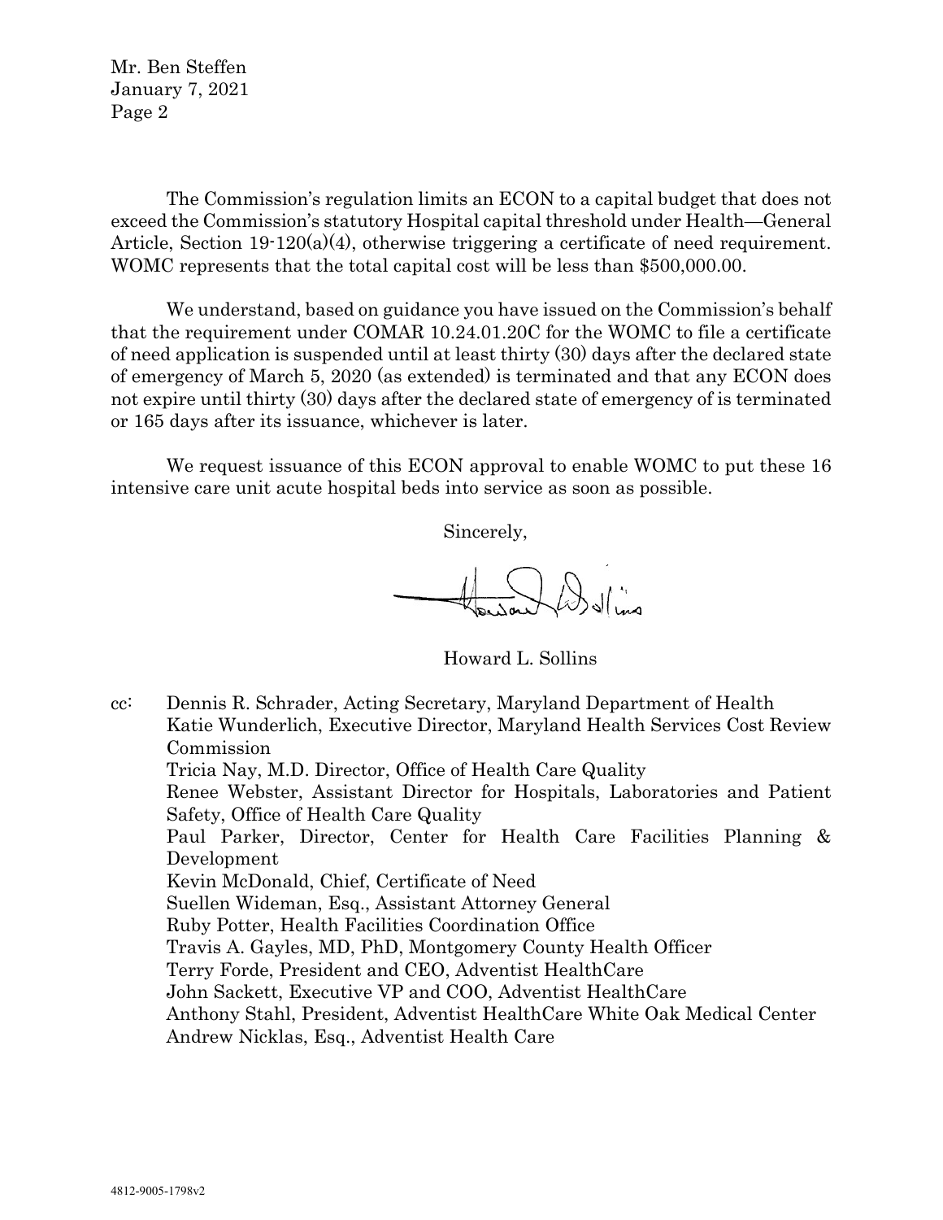The Commission's regulation limits an ECON to a capital budget that does not exceed the Commission's statutory Hospital capital threshold under Health—General Article, Section 19-120(a)(4), otherwise triggering a certificate of need requirement. WOMC represents that the total capital cost will be less than $500,000.00.

We understand, based on guidance you have issued on the Commission's behalf that the requirement under COMAR 10.24.01.20C for the WOMC to file a certificate of need application is suspended until at least thirty (30) days after the declared state of emergency of March 5, 2020 (as extended) is terminated and that any ECON does not expire until thirty (30) days after the declared state of emergency of is terminated or 165 days after its issuance, whichever is later.

We request issuance of this ECON approval to enable WOMC to put these 16 intensive care unit acute hospital beds into service as soon as possible.

Sincerely,

Howard L. Sollins

cc: Dennis R. Schrader, Acting Secretary, Maryland Department of Health
Katie Wunderlich, Executive Director, Maryland Health Services Cost Review Commission
Tricia Nay, M.D. Director, Office of Health Care Quality
Renee Webster, Assistant Director for Hospitals, Laboratories and Patient Safety, Office of Health Care Quality
Paul Parker, Director, Center for Health Care Facilities Planning & Development
Kevin McDonald, Chief, Certificate of Need
Suellen Wideman, Esq., Assistant Attorney General
Ruby Potter, Health Facilities Coordination Office
Travis A. Gayles, MD, PhD, Montgomery County Health Officer
Terry Forde, President and CEO, Adventist HealthCare
John Sackett, Executive VP and COO, Adventist HealthCare
Anthony Stahl, President, Adventist HealthCare White Oak Medical Center
Andrew Nicklas, Esq., Adventist Health Care

4812-9005-1798v2